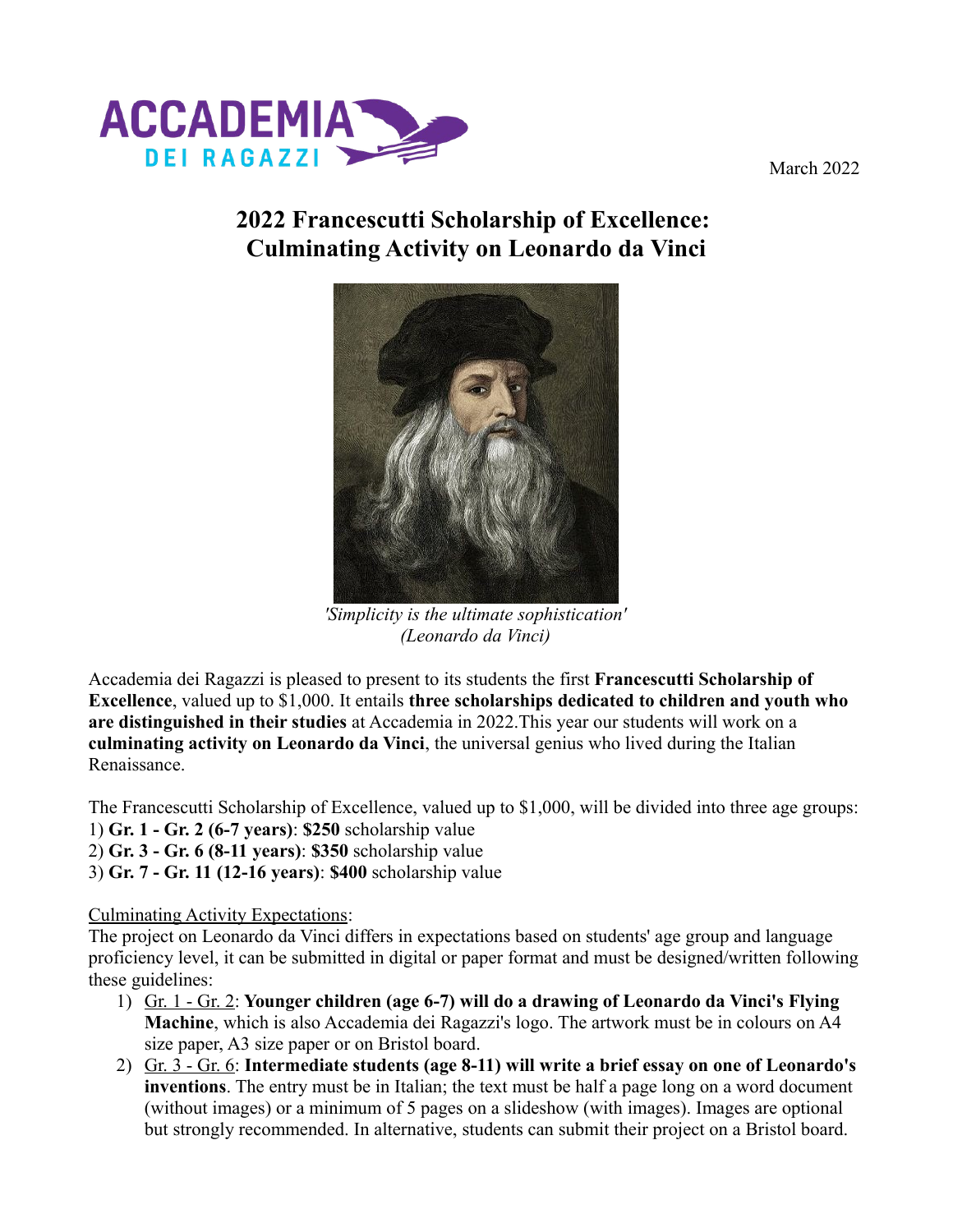March 2022

# 2022 Francescutti Scholarship of Excellence: Culminating Activity on Leonardo da Vinci

*'Simplicity is the ultimate sophistication'*
*(Leonardo da Vinci)*

Accademia dei Ragazzi is pleased to present to its students the first **Francescutti Scholarship of Excellence**, valued up to $1,000. It entails **three scholarships dedicated to children and youth who are distinguished in their studies** at Accademia in 2022.This year our students will work on a **culminating activity on Leonardo da Vinci**, the universal genius who lived during the Italian Renaissance.

The Francescutti Scholarship of Excellence, valued up to $1,000, will be divided into three age groups:
1) **Gr. 1 - Gr. 2 (6-7 years)**: **$250** scholarship value
2) **Gr. 3 - Gr. 6 (8-11 years)**: **$350** scholarship value
3) **Gr. 7 - Gr. 11 (12-16 years)**: **$400** scholarship value

<u>Culminating Activity Expectations</u>:
The project on Leonardo da Vinci differs in expectations based on students' age group and language proficiency level, it can be submitted in digital or paper format and must be designed/written following these guidelines:

1) <u>Gr. 1 - Gr. 2</u>: **Younger children (age 6-7) will do a drawing of Leonardo da Vinci's Flying Machine**, which is also Accademia dei Ragazzi's logo. The artwork must be in colours on A4 size paper, A3 size paper or on Bristol board.
2) <u>Gr. 3 - Gr. 6</u>: **Intermediate students (age 8-11) will write a brief essay on one of Leonardo's inventions**. The entry must be in Italian; the text must be half a page long on a word document (without images) or a minimum of 5 pages on a slideshow (with images). Images are optional but strongly recommended. In alternative, students can submit their project on a Bristol board.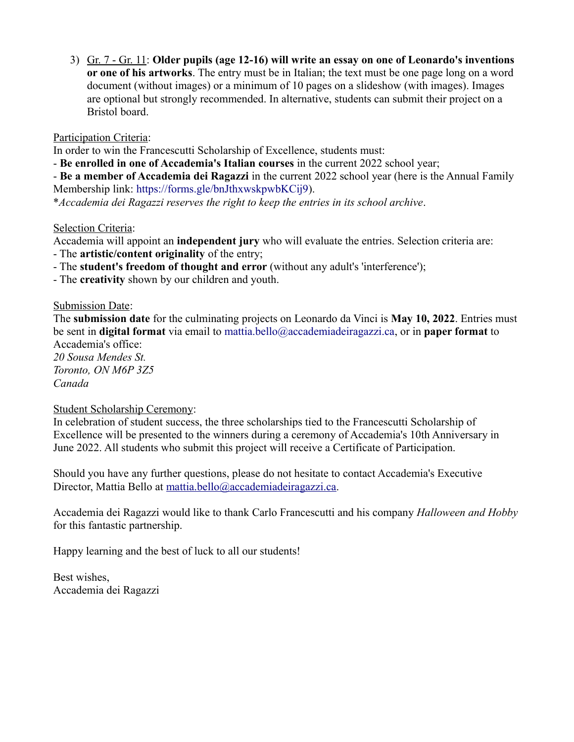3) <u>Gr. 7 - Gr. 11</u>: **Older pupils (age 12-16) will write an essay on one of Leonardo's inventions or one of his artworks**. The entry must be in Italian; the text must be one page long on a word document (without images) or a minimum of 10 pages on a slideshow (with images). Images are optional but strongly recommended. In alternative, students can submit their project on a Bristol board.

<u>Participation Criteria</u>:
In order to win the Francescutti Scholarship of Excellence, students must:
- **Be enrolled in one of Accademia's Italian courses** in the current 2022 school year;
- **Be a member of Accademia dei Ragazzi** in the current 2022 school year (here is the Annual Family Membership link: https://forms.gle/bnJthxwskpwbKCij9).

*Accademia dei Ragazzi reserves the right to keep the entries in its school archive*.

<u>Selection Criteria</u>:
Accademia will appoint an **independent jury** who will evaluate the entries. Selection criteria are:
- The **artistic/content originality** of the entry;
- The **student's freedom of thought and error** (without any adult's 'interference');
- The **creativity** shown by our children and youth.

<u>Submission Date</u>:
The **submission date** for the culminating projects on Leonardo da Vinci is **May 10, 2022**. Entries must be sent in **digital format** via email to mattia.bello@accademiadeiragazzi.ca, or in **paper format** to Accademia's office:

*20 Sousa Mendes St.*
*Toronto, ON M6P 3Z5*
*Canada*

<u>Student Scholarship Ceremony</u>:
In celebration of student success, the three scholarships tied to the Francescutti Scholarship of Excellence will be presented to the winners during a ceremony of Accademia's 10th Anniversary in June 2022. All students who submit this project will receive a Certificate of Participation.

Should you have any further questions, please do not hesitate to contact Accademia's Executive Director, Mattia Bello at mattia.bello@accademiadeiragazzi.ca.

Accademia dei Ragazzi would like to thank Carlo Francescutti and his company *Halloween and Hobby* for this fantastic partnership.

Happy learning and the best of luck to all our students!

Best wishes,
Accademia dei Ragazzi